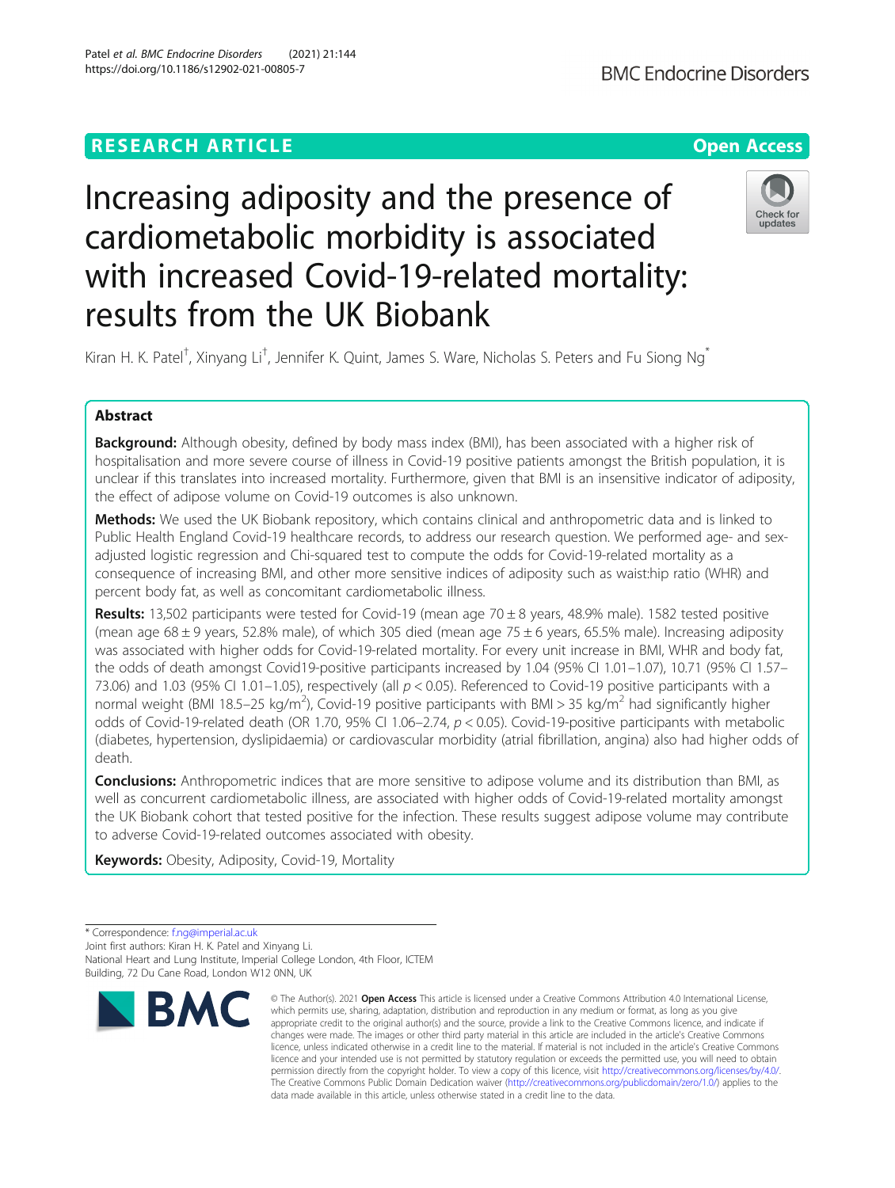RESEARCH ARTICLE

Open Access

# Increasing adiposity and the presence of cardiometabolic morbidity is associated with increased Covid-19-related mortality: results from the UK Biobank

Kiran H. K. Patel[†], Xinyang Li[†], Jennifer K. Quint, James S. Ware, Nicholas S. Peters and Fu Siong Ng[*]

## Abstract

**Background:** Although obesity, defined by body mass index (BMI), has been associated with a higher risk of hospitalisation and more severe course of illness in Covid-19 positive patients amongst the British population, it is unclear if this translates into increased mortality. Furthermore, given that BMI is an insensitive indicator of adiposity, the effect of adipose volume on Covid-19 outcomes is also unknown.

**Methods:** We used the UK Biobank repository, which contains clinical and anthropometric data and is linked to Public Health England Covid-19 healthcare records, to address our research question. We performed age- and sex-adjusted logistic regression and Chi-squared test to compute the odds for Covid-19-related mortality as a consequence of increasing BMI, and other more sensitive indices of adiposity such as waist:hip ratio (WHR) and percent body fat, as well as concomitant cardiometabolic illness.

**Results:** 13,502 participants were tested for Covid-19 (mean age 70 ± 8 years, 48.9% male). 1582 tested positive (mean age 68 ± 9 years, 52.8% male), of which 305 died (mean age 75 ± 6 years, 65.5% male). Increasing adiposity was associated with higher odds for Covid-19-related mortality. For every unit increase in BMI, WHR and body fat, the odds of death amongst Covid19-positive participants increased by 1.04 (95% CI 1.01–1.07), 10.71 (95% CI 1.57–73.06) and 1.03 (95% CI 1.01–1.05), respectively (all $p < 0.05$). Referenced to Covid-19 positive participants with a normal weight (BMI 18.5–25 kg/m$^2$), Covid-19 positive participants with BMI > 35 kg/m$^2$ had significantly higher odds of Covid-19-related death (OR 1.70, 95% CI 1.06–2.74, $p < 0.05$). Covid-19-positive participants with metabolic (diabetes, hypertension, dyslipidaemia) or cardiovascular morbidity (atrial fibrillation, angina) also had higher odds of death.

**Conclusions:** Anthropometric indices that are more sensitive to adipose volume and its distribution than BMI, as well as concurrent cardiometabolic illness, are associated with higher odds of Covid-19-related mortality amongst the UK Biobank cohort that tested positive for the infection. These results suggest adipose volume may contribute to adverse Covid-19-related outcomes associated with obesity.

**Keywords:** Obesity, Adiposity, Covid-19, Mortality

\* Correspondence: f.ng@imperial.ac.uk
Joint first authors: Kiran H. K. Patel and Xinyang Li.
National Heart and Lung Institute, Imperial College London, 4th Floor, ICTEM Building, 72 Du Cane Road, London W12 0NN, UK

© The Author(s). 2021 **Open Access** This article is licensed under a Creative Commons Attribution 4.0 International License, which permits use, sharing, adaptation, distribution and reproduction in any medium or format, as long as you give appropriate credit to the original author(s) and the source, provide a link to the Creative Commons licence, and indicate if changes were made. The images or other third party material in this article are included in the article's Creative Commons licence, unless indicated otherwise in a credit line to the material. If material is not included in the article's Creative Commons licence and your intended use is not permitted by statutory regulation or exceeds the permitted use, you will need to obtain permission directly from the copyright holder. To view a copy of this licence, visit http://creativecommons.org/licenses/by/4.0/. The Creative Commons Public Domain Dedication waiver (http://creativecommons.org/publicdomain/zero/1.0/) applies to the data made available in this article, unless otherwise stated in a credit line to the data.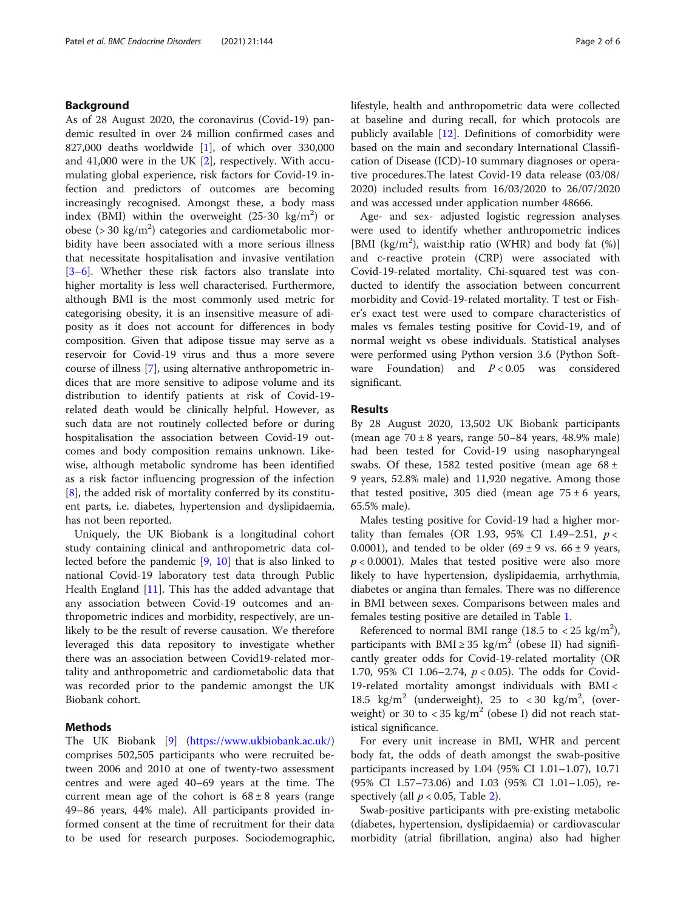## Background

As of 28 August 2020, the coronavirus (Covid-19) pandemic resulted in over 24 million confirmed cases and 827,000 deaths worldwide [1], of which over 330,000 and 41,000 were in the UK [2], respectively. With accumulating global experience, risk factors for Covid-19 infection and predictors of outcomes are becoming increasingly recognised. Amongst these, a body mass index (BMI) within the overweight (25-30 kg/m$^2$) or obese (> 30 kg/m$^2$) categories and cardiometabolic morbidity have been associated with a more serious illness that necessitate hospitalisation and invasive ventilation [3–6]. Whether these risk factors also translate into higher mortality is less well characterised. Furthermore, although BMI is the most commonly used metric for categorising obesity, it is an insensitive measure of adiposity as it does not account for differences in body composition. Given that adipose tissue may serve as a reservoir for Covid-19 virus and thus a more severe course of illness [7], using alternative anthropometric indices that are more sensitive to adipose volume and its distribution to identify patients at risk of Covid-19-related death would be clinically helpful. However, as such data are not routinely collected before or during hospitalisation the association between Covid-19 outcomes and body composition remains unknown. Likewise, although metabolic syndrome has been identified as a risk factor influencing progression of the infection [8], the added risk of mortality conferred by its constituent parts, i.e. diabetes, hypertension and dyslipidaemia, has not been reported.

Uniquely, the UK Biobank is a longitudinal cohort study containing clinical and anthropometric data collected before the pandemic [9, 10] that is also linked to national Covid-19 laboratory test data through Public Health England [11]. This has the added advantage that any association between Covid-19 outcomes and anthropometric indices and morbidity, respectively, are unlikely to be the result of reverse causation. We therefore leveraged this data repository to investigate whether there was an association between Covid19-related mortality and anthropometric and cardiometabolic data that was recorded prior to the pandemic amongst the UK Biobank cohort.

## Methods

The UK Biobank [9] (https://www.ukbiobank.ac.uk/) comprises 502,505 participants who were recruited between 2006 and 2010 at one of twenty-two assessment centres and were aged 40–69 years at the time. The current mean age of the cohort is 68 ± 8 years (range 49–86 years, 44% male). All participants provided informed consent at the time of recruitment for their data to be used for research purposes. Sociodemographic, lifestyle, health and anthropometric data were collected at baseline and during recall, for which protocols are publicly available [12]. Definitions of comorbidity were based on the main and secondary International Classification of Disease (ICD)-10 summary diagnoses or operative procedures.The latest Covid-19 data release (03/08/2020) included results from 16/03/2020 to 26/07/2020 and was accessed under application number 48666.

Age- and sex- adjusted logistic regression analyses were used to identify whether anthropometric indices [BMI (kg/m$^2$), waist:hip ratio (WHR) and body fat (%)] and c-reactive protein (CRP) were associated with Covid-19-related mortality. Chi-squared test was conducted to identify the association between concurrent morbidity and Covid-19-related mortality. T test or Fisher's exact test were used to compare characteristics of males vs females testing positive for Covid-19, and of normal weight vs obese individuals. Statistical analyses were performed using Python version 3.6 (Python Software Foundation) and $P < 0.05$ was considered significant.

## Results

By 28 August 2020, 13,502 UK Biobank participants (mean age 70 ± 8 years, range 50–84 years, 48.9% male) had been tested for Covid-19 using nasopharyngeal swabs. Of these, 1582 tested positive (mean age 68 ± 9 years, 52.8% male) and 11,920 negative. Among those that tested positive, 305 died (mean age 75 ± 6 years, 65.5% male).

Males testing positive for Covid-19 had a higher mortality than females (OR 1.93, 95% CI 1.49–2.51, $p < 0.0001$), and tended to be older (69 ± 9 vs. 66 ± 9 years, $p < 0.0001$). Males that tested positive were also more likely to have hypertension, dyslipidaemia, arrhythmia, diabetes or angina than females. There was no difference in BMI between sexes. Comparisons between males and females testing positive are detailed in Table 1.

Referenced to normal BMI range (18.5 to < 25 kg/m$^2$), participants with BMI ≥ 35 kg/m$^2$ (obese II) had significantly greater odds for Covid-19-related mortality (OR 1.70, 95% CI 1.06–2.74, $p < 0.05$). The odds for Covid-19-related mortality amongst individuals with BMI < 18.5 kg/m$^2$ (underweight), 25 to < 30 kg/m$^2$, (overweight) or 30 to < 35 kg/m$^2$ (obese I) did not reach statistical significance.

For every unit increase in BMI, WHR and percent body fat, the odds of death amongst the swab-positive participants increased by 1.04 (95% CI 1.01–1.07), 10.71 (95% CI 1.57–73.06) and 1.03 (95% CI 1.01–1.05), respectively (all $p < 0.05$, Table 2).

Swab-positive participants with pre-existing metabolic (diabetes, hypertension, dyslipidaemia) or cardiovascular morbidity (atrial fibrillation, angina) also had higher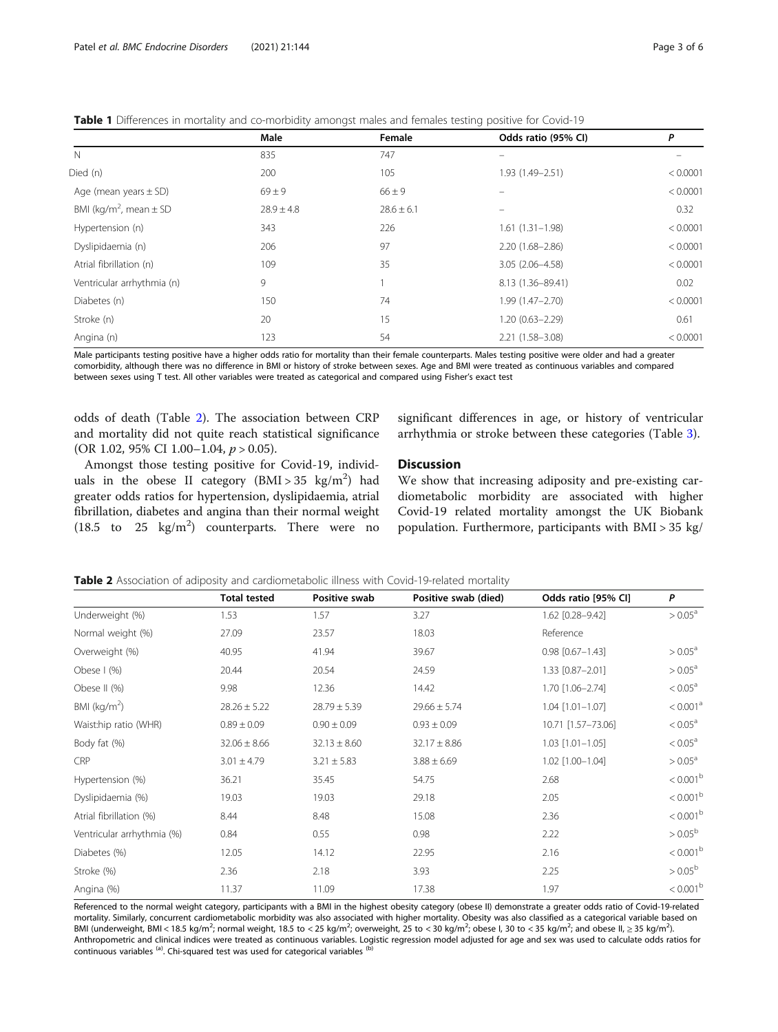**Table 1** Differences in mortality and co-morbidity amongst males and females testing positive for Covid-19

| | Male | Female | Odds ratio (95% CI) | P |
|---|---|---|---|---|
| N | 835 | 747 | – | – |
| Died (n) | 200 | 105 | 1.93 (1.49–2.51) | < 0.0001 |
| Age (mean years ± SD) | 69 ± 9 | 66 ± 9 | – | < 0.0001 |
| BMI (kg/m$^2$, mean ± SD | 28.9 ± 4.8 | 28.6 ± 6.1 | – | 0.32 |
| Hypertension (n) | 343 | 226 | 1.61 (1.31–1.98) | < 0.0001 |
| Dyslipidaemia (n) | 206 | 97 | 2.20 (1.68–2.86) | < 0.0001 |
| Atrial fibrillation (n) | 109 | 35 | 3.05 (2.06–4.58) | < 0.0001 |
| Ventricular arrhythmia (n) | 9 | 1 | 8.13 (1.36–89.41) | 0.02 |
| Diabetes (n) | 150 | 74 | 1.99 (1.47–2.70) | < 0.0001 |
| Stroke (n) | 20 | 15 | 1.20 (0.63–2.29) | 0.61 |
| Angina (n) | 123 | 54 | 2.21 (1.58–3.08) | < 0.0001 |

Male participants testing positive have a higher odds ratio for mortality than their female counterparts. Males testing positive were older and had a greater comorbidity, although there was no difference in BMI or history of stroke between sexes. Age and BMI were treated as continuous variables and compared between sexes using T test. All other variables were treated as categorical and compared using Fisher's exact test

odds of death (Table 2). The association between CRP and mortality did not quite reach statistical significance (OR 1.02, 95% CI 1.00–1.04, $p > 0.05$).

Amongst those testing positive for Covid-19, individuals in the obese II category (BMI > 35 kg/m$^2$) had greater odds ratios for hypertension, dyslipidaemia, atrial fibrillation, diabetes and angina than their normal weight (18.5 to 25 kg/m$^2$) counterparts. There were no significant differences in age, or history of ventricular arrhythmia or stroke between these categories (Table 3).

## Discussion

We show that increasing adiposity and pre-existing cardiometabolic morbidity are associated with higher Covid-19 related mortality amongst the UK Biobank population. Furthermore, participants with BMI > 35 kg/

**Table 2** Association of adiposity and cardiometabolic illness with Covid-19-related mortality

| | Total tested | Positive swab | Positive swab (died) | Odds ratio [95% CI] | P |
|---|---|---|---|---|---|
| Underweight (%) | 1.53 | 1.57 | 3.27 | 1.62 [0.28–9.42] | > 0.05[a] |
| Normal weight (%) | 27.09 | 23.57 | 18.03 | Reference | |
| Overweight (%) | 40.95 | 41.94 | 39.67 | 0.98 [0.67–1.43] | > 0.05[a] |
| Obese I (%) | 20.44 | 20.54 | 24.59 | 1.33 [0.87–2.01] | > 0.05[a] |
| Obese II (%) | 9.98 | 12.36 | 14.42 | 1.70 [1.06–2.74] | < 0.05[a] |
| BMI (kg/m$^2$) | 28.26 ± 5.22 | 28.79 ± 5.39 | 29.66 ± 5.74 | 1.04 [1.01–1.07] | < 0.001[a] |
| Waist:hip ratio (WHR) | 0.89 ± 0.09 | 0.90 ± 0.09 | 0.93 ± 0.09 | 10.71 [1.57–73.06] | < 0.05[a] |
| Body fat (%) | 32.06 ± 8.66 | 32.13 ± 8.60 | 32.17 ± 8.86 | 1.03 [1.01–1.05] | < 0.05[a] |
| CRP | 3.01 ± 4.79 | 3.21 ± 5.83 | 3.88 ± 6.69 | 1.02 [1.00–1.04] | > 0.05[a] |
| Hypertension (%) | 36.21 | 35.45 | 54.75 | 2.68 | < 0.001[b] |
| Dyslipidaemia (%) | 19.03 | 19.03 | 29.18 | 2.05 | < 0.001[b] |
| Atrial fibrillation (%) | 8.44 | 8.48 | 15.08 | 2.36 | < 0.001[b] |
| Ventricular arrhythmia (%) | 0.84 | 0.55 | 0.98 | 2.22 | > 0.05[b] |
| Diabetes (%) | 12.05 | 14.12 | 22.95 | 2.16 | < 0.001[b] |
| Stroke (%) | 2.36 | 2.18 | 3.93 | 2.25 | > 0.05[b] |
| Angina (%) | 11.37 | 11.09 | 17.38 | 1.97 | < 0.001[b] |

Referenced to the normal weight category, participants with a BMI in the highest obesity category (obese II) demonstrate a greater odds ratio of Covid-19-related mortality. Similarly, concurrent cardiometabolic morbidity was also associated with higher mortality. Obesity was also classified as a categorical variable based on BMI (underweight, BMI < 18.5 kg/m$^2$; normal weight, 18.5 to < 25 kg/m$^2$; overweight, 25 to < 30 kg/m$^2$; obese I, 30 to < 35 kg/m$^2$; and obese II, ≥ 35 kg/m$^2$). Anthropometric and clinical indices were treated as continuous variables. Logistic regression model adjusted for age and sex was used to calculate odds ratios for continuous variables [(a)]. Chi-squared test was used for categorical variables [(b)]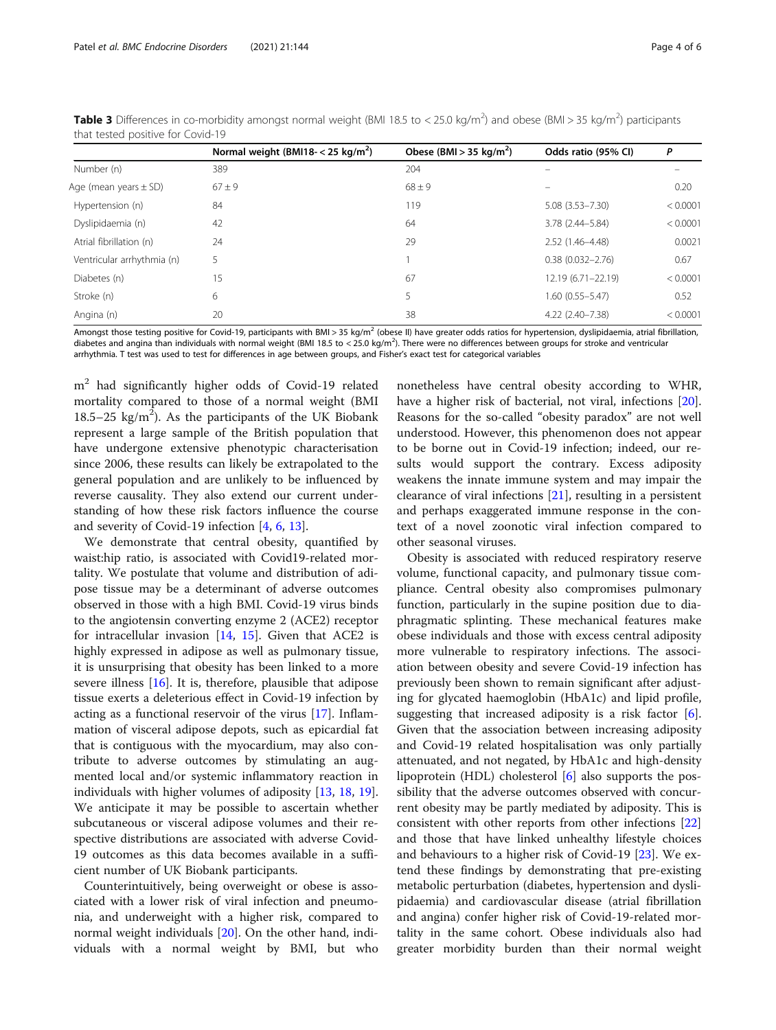**Table 3** Differences in co-morbidity amongst normal weight (BMI 18.5 to < 25.0 kg/m$^2$) and obese (BMI > 35 kg/m$^2$) participants that tested positive for Covid-19

| | Normal weight (BMI18- < 25 kg/m$^2$) | Obese (BMI > 35 kg/m$^2$) | Odds ratio (95% CI) | P |
|---|---|---|---|---|
| Number (n) | 389 | 204 | – | – |
| Age (mean years ± SD) | 67 ± 9 | 68 ± 9 | – | 0.20 |
| Hypertension (n) | 84 | 119 | 5.08 (3.53–7.30) | < 0.0001 |
| Dyslipidaemia (n) | 42 | 64 | 3.78 (2.44–5.84) | < 0.0001 |
| Atrial fibrillation (n) | 24 | 29 | 2.52 (1.46–4.48) | 0.0021 |
| Ventricular arrhythmia (n) | 5 | 1 | 0.38 (0.032–2.76) | 0.67 |
| Diabetes (n) | 15 | 67 | 12.19 (6.71–22.19) | < 0.0001 |
| Stroke (n) | 6 | 5 | 1.60 (0.55–5.47) | 0.52 |
| Angina (n) | 20 | 38 | 4.22 (2.40–7.38) | < 0.0001 |

Amongst those testing positive for Covid-19, participants with BMI > 35 kg/m$^2$ (obese II) have greater odds ratios for hypertension, dyslipidaemia, atrial fibrillation, diabetes and angina than individuals with normal weight (BMI 18.5 to < 25.0 kg/m$^2$). There were no differences between groups for stroke and ventricular arrhythmia. T test was used to test for differences in age between groups, and Fisher's exact test for categorical variables

m$^2$ had significantly higher odds of Covid-19 related mortality compared to those of a normal weight (BMI 18.5–25 kg/m$^2$). As the participants of the UK Biobank represent a large sample of the British population that have undergone extensive phenotypic characterisation since 2006, these results can likely be extrapolated to the general population and are unlikely to be influenced by reverse causality. They also extend our current understanding of how these risk factors influence the course and severity of Covid-19 infection [4, 6, 13].

We demonstrate that central obesity, quantified by waist:hip ratio, is associated with Covid19-related mortality. We postulate that volume and distribution of adipose tissue may be a determinant of adverse outcomes observed in those with a high BMI. Covid-19 virus binds to the angiotensin converting enzyme 2 (ACE2) receptor for intracellular invasion [14, 15]. Given that ACE2 is highly expressed in adipose as well as pulmonary tissue, it is unsurprising that obesity has been linked to a more severe illness [16]. It is, therefore, plausible that adipose tissue exerts a deleterious effect in Covid-19 infection by acting as a functional reservoir of the virus [17]. Inflammation of visceral adipose depots, such as epicardial fat that is contiguous with the myocardium, may also contribute to adverse outcomes by stimulating an augmented local and/or systemic inflammatory reaction in individuals with higher volumes of adiposity [13, 18, 19]. We anticipate it may be possible to ascertain whether subcutaneous or visceral adipose volumes and their respective distributions are associated with adverse Covid-19 outcomes as this data becomes available in a sufficient number of UK Biobank participants.

Counterintuitively, being overweight or obese is associated with a lower risk of viral infection and pneumonia, and underweight with a higher risk, compared to normal weight individuals [20]. On the other hand, individuals with a normal weight by BMI, but who nonetheless have central obesity according to WHR, have a higher risk of bacterial, not viral, infections [20]. Reasons for the so-called "obesity paradox" are not well understood. However, this phenomenon does not appear to be borne out in Covid-19 infection; indeed, our results would support the contrary. Excess adiposity weakens the innate immune system and may impair the clearance of viral infections [21], resulting in a persistent and perhaps exaggerated immune response in the context of a novel zoonotic viral infection compared to other seasonal viruses.

Obesity is associated with reduced respiratory reserve volume, functional capacity, and pulmonary tissue compliance. Central obesity also compromises pulmonary function, particularly in the supine position due to diaphragmatic splinting. These mechanical features make obese individuals and those with excess central adiposity more vulnerable to respiratory infections. The association between obesity and severe Covid-19 infection has previously been shown to remain significant after adjusting for glycated haemoglobin (HbA1c) and lipid profile, suggesting that increased adiposity is a risk factor [6]. Given that the association between increasing adiposity and Covid-19 related hospitalisation was only partially attenuated, and not negated, by HbA1c and high-density lipoprotein (HDL) cholesterol [6] also supports the possibility that the adverse outcomes observed with concurrent obesity may be partly mediated by adiposity. This is consistent with other reports from other infections [22] and those that have linked unhealthy lifestyle choices and behaviours to a higher risk of Covid-19 [23]. We extend these findings by demonstrating that pre-existing metabolic perturbation (diabetes, hypertension and dyslipidaemia) and cardiovascular disease (atrial fibrillation and angina) confer higher risk of Covid-19-related mortality in the same cohort. Obese individuals also had greater morbidity burden than their normal weight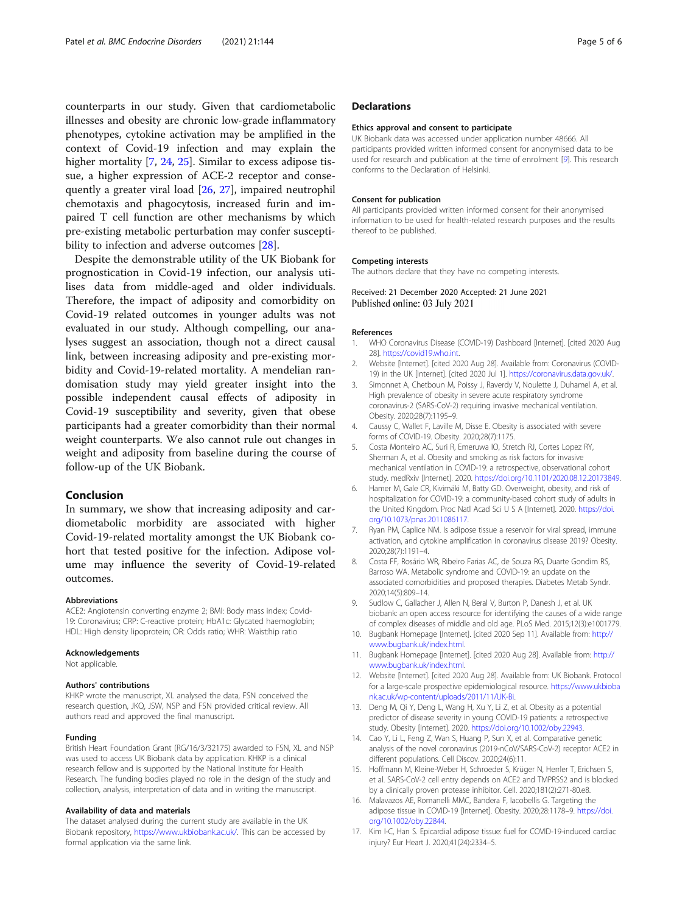counterparts in our study. Given that cardiometabolic illnesses and obesity are chronic low-grade inflammatory phenotypes, cytokine activation may be amplified in the context of Covid-19 infection and may explain the higher mortality [7, 24, 25]. Similar to excess adipose tissue, a higher expression of ACE-2 receptor and consequently a greater viral load [26, 27], impaired neutrophil chemotaxis and phagocytosis, increased furin and impaired T cell function are other mechanisms by which pre-existing metabolic perturbation may confer susceptibility to infection and adverse outcomes [28].

Despite the demonstrable utility of the UK Biobank for prognostication in Covid-19 infection, our analysis utilises data from middle-aged and older individuals. Therefore, the impact of adiposity and comorbidity on Covid-19 related outcomes in younger adults was not evaluated in our study. Although compelling, our analyses suggest an association, though not a direct causal link, between increasing adiposity and pre-existing morbidity and Covid-19-related mortality. A mendelian randomisation study may yield greater insight into the possible independent causal effects of adiposity in Covid-19 susceptibility and severity, given that obese participants had a greater comorbidity than their normal weight counterparts. We also cannot rule out changes in weight and adiposity from baseline during the course of follow-up of the UK Biobank.

## Conclusion

In summary, we show that increasing adiposity and cardiometabolic morbidity are associated with higher Covid-19-related mortality amongst the UK Biobank cohort that tested positive for the infection. Adipose volume may influence the severity of Covid-19-related outcomes.

#### Abbreviations

ACE2: Angiotensin converting enzyme 2; BMI: Body mass index; Covid-19: Coronavirus; CRP: C-reactive protein; HbA1c: Glycated haemoglobin; HDL: High density lipoprotein; OR: Odds ratio; WHR: Waist:hip ratio

#### Acknowledgements

Not applicable.

#### Authors' contributions

KHKP wrote the manuscript, XL analysed the data, FSN conceived the research question, JKQ, JSW, NSP and FSN provided critical review. All authors read and approved the final manuscript.

#### Funding

British Heart Foundation Grant (RG/16/3/32175) awarded to FSN, XL and NSP was used to access UK Biobank data by application. KHKP is a clinical research fellow and is supported by the National Institute for Health Research. The funding bodies played no role in the design of the study and collection, analysis, interpretation of data and in writing the manuscript.

#### Availability of data and materials

The dataset analysed during the current study are available in the UK Biobank repository, https://www.ukbiobank.ac.uk/. This can be accessed by formal application via the same link.

## Declarations

#### Ethics approval and consent to participate

UK Biobank data was accessed under application number 48666. All participants provided written informed consent for anonymised data to be used for research and publication at the time of enrolment [9]. This research conforms to the Declaration of Helsinki.

#### Consent for publication

All participants provided written informed consent for their anonymised information to be used for health-related research purposes and the results thereof to be published.

#### Competing interests

The authors declare that they have no competing interests.

Received: 21 December 2020 Accepted: 21 June 2021
Published online: 03 July 2021

#### References

1. WHO Coronavirus Disease (COVID-19) Dashboard [Internet]. [cited 2020 Aug 28]. https://covid19.who.int.
2. Website [Internet]. [cited 2020 Aug 28]. Available from: Coronavirus (COVID-19) in the UK [Internet]. [cited 2020 Jul 1]. https://coronavirus.data.gov.uk/.
3. Simonnet A, Chetboun M, Poissy J, Raverdy V, Noulette J, Duhamel A, et al. High prevalence of obesity in severe acute respiratory syndrome coronavirus-2 (SARS-CoV-2) requiring invasive mechanical ventilation. Obesity. 2020;28(7):1195–9.
4. Caussy C, Wallet F, Laville M, Disse E. Obesity is associated with severe forms of COVID-19. Obesity. 2020;28(7):1175.
5. Costa Monteiro AC, Suri R, Emeruwa IO, Stretch RJ, Cortes Lopez RY, Sherman A, et al. Obesity and smoking as risk factors for invasive mechanical ventilation in COVID-19: a retrospective, observational cohort study. medRxiv [Internet]. 2020. https://doi.org/10.1101/2020.08.12.20173849.
6. Hamer M, Gale CR, Kivimäki M, Batty GD. Overweight, obesity, and risk of hospitalization for COVID-19: a community-based cohort study of adults in the United Kingdom. Proc Natl Acad Sci U S A [Internet]. 2020. https://doi.org/10.1073/pnas.2011086117.
7. Ryan PM, Caplice NM. Is adipose tissue a reservoir for viral spread, immune activation, and cytokine amplification in coronavirus disease 2019? Obesity. 2020;28(7):1191–4.
8. Costa FF, Rosário WR, Ribeiro Farias AC, de Souza RG, Duarte Gondim RS, Barroso WA. Metabolic syndrome and COVID-19: an update on the associated comorbidities and proposed therapies. Diabetes Metab Syndr. 2020;14(5):809–14.
9. Sudlow C, Gallacher J, Allen N, Beral V, Burton P, Danesh J, et al. UK biobank: an open access resource for identifying the causes of a wide range of complex diseases of middle and old age. PLoS Med. 2015;12(3):e1001779.
10. Bugbank Homepage [Internet]. [cited 2020 Sep 11]. Available from: http://www.bugbank.uk/index.html.
11. Bugbank Homepage [Internet]. [cited 2020 Aug 28]. Available from: http://www.bugbank.uk/index.html.
12. Website [Internet]. [cited 2020 Aug 28]. Available from: UK Biobank. Protocol for a large-scale prospective epidemiological resource. https://www.ukbiobank.ac.uk/wp-content/uploads/2011/11/UK-Bi.
13. Deng M, Qi Y, Deng L, Wang H, Xu Y, Li Z, et al. Obesity as a potential predictor of disease severity in young COVID-19 patients: a retrospective study. Obesity [Internet]. 2020. https://doi.org/10.1002/oby.22943.
14. Cao Y, Li L, Feng Z, Wan S, Huang P, Sun X, et al. Comparative genetic analysis of the novel coronavirus (2019-nCoV/SARS-CoV-2) receptor ACE2 in different populations. Cell Discov. 2020;24(6):11.
15. Hoffmann M, Kleine-Weber H, Schroeder S, Krüger N, Herrler T, Erichsen S, et al. SARS-CoV-2 cell entry depends on ACE2 and TMPRSS2 and is blocked by a clinically proven protease inhibitor. Cell. 2020;181(2):271-80.e8.
16. Malavazos AE, Romanelli MMC, Bandera F, Iacobellis G. Targeting the adipose tissue in COVID-19 [Internet]. Obesity. 2020;28:1178–9. https://doi.org/10.1002/oby.22844.
17. Kim I-C, Han S. Epicardial adipose tissue: fuel for COVID-19-induced cardiac injury? Eur Heart J. 2020;41(24):2334–5.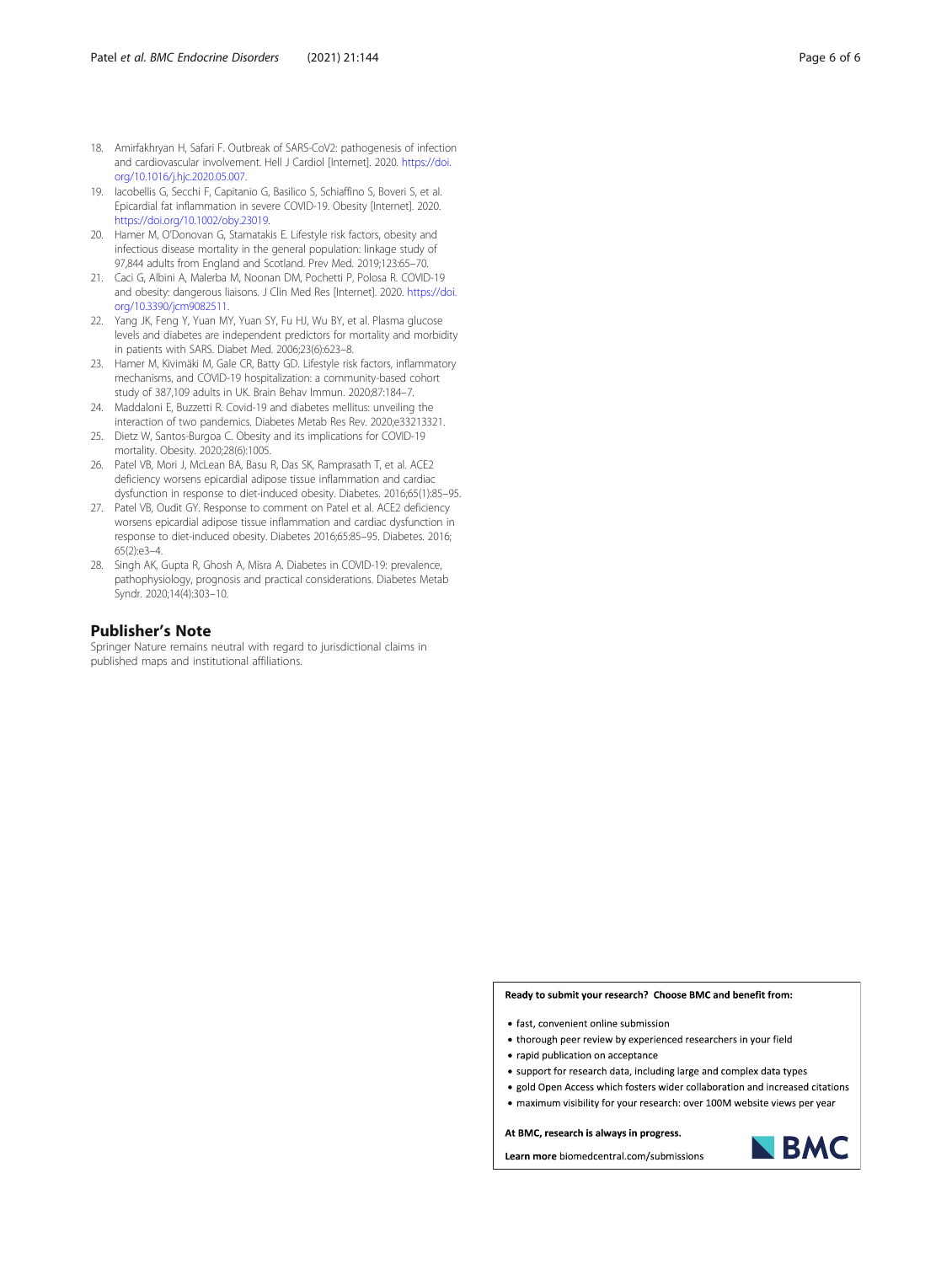18. Amirfakhryan H, Safari F. Outbreak of SARS-CoV2: pathogenesis of infection and cardiovascular involvement. Hell J Cardiol [Internet]. 2020. https://doi.org/10.1016/j.hjc.2020.05.007.
19. Iacobellis G, Secchi F, Capitanio G, Basilico S, Schiaffino S, Boveri S, et al. Epicardial fat inflammation in severe COVID-19. Obesity [Internet]. 2020. https://doi.org/10.1002/oby.23019.
20. Hamer M, O'Donovan G, Stamatakis E. Lifestyle risk factors, obesity and infectious disease mortality in the general population: linkage study of 97,844 adults from England and Scotland. Prev Med. 2019;123:65–70.
21. Caci G, Albini A, Malerba M, Noonan DM, Pochetti P, Polosa R. COVID-19 and obesity: dangerous liaisons. J Clin Med Res [Internet]. 2020. https://doi.org/10.3390/jcm9082511.
22. Yang JK, Feng Y, Yuan MY, Yuan SY, Fu HJ, Wu BY, et al. Plasma glucose levels and diabetes are independent predictors for mortality and morbidity in patients with SARS. Diabet Med. 2006;23(6):623–8.
23. Hamer M, Kivimäki M, Gale CR, Batty GD. Lifestyle risk factors, inflammatory mechanisms, and COVID-19 hospitalization: a community-based cohort study of 387,109 adults in UK. Brain Behav Immun. 2020;87:184–7.
24. Maddaloni E, Buzzetti R. Covid-19 and diabetes mellitus: unveiling the interaction of two pandemics. Diabetes Metab Res Rev. 2020;e33213321.
25. Dietz W, Santos-Burgoa C. Obesity and its implications for COVID-19 mortality. Obesity. 2020;28(6):1005.
26. Patel VB, Mori J, McLean BA, Basu R, Das SK, Ramprasath T, et al. ACE2 deficiency worsens epicardial adipose tissue inflammation and cardiac dysfunction in response to diet-induced obesity. Diabetes. 2016;65(1):85–95.
27. Patel VB, Oudit GY. Response to comment on Patel et al. ACE2 deficiency worsens epicardial adipose tissue inflammation and cardiac dysfunction in response to diet-induced obesity. Diabetes 2016;65:85–95. Diabetes. 2016; 65(2):e3–4.
28. Singh AK, Gupta R, Ghosh A, Misra A. Diabetes in COVID-19: prevalence, pathophysiology, prognosis and practical considerations. Diabetes Metab Syndr. 2020;14(4):303–10.

## Publisher's Note

Springer Nature remains neutral with regard to jurisdictional claims in published maps and institutional affiliations.

**Ready to submit your research? Choose BMC and benefit from:**

- fast, convenient online submission
- thorough peer review by experienced researchers in your field
- rapid publication on acceptance
- support for research data, including large and complex data types
- gold Open Access which fosters wider collaboration and increased citations
- maximum visibility for your research: over 100M website views per year

**At BMC, research is always in progress.**

**Learn more** biomedcentral.com/submissions

BMC